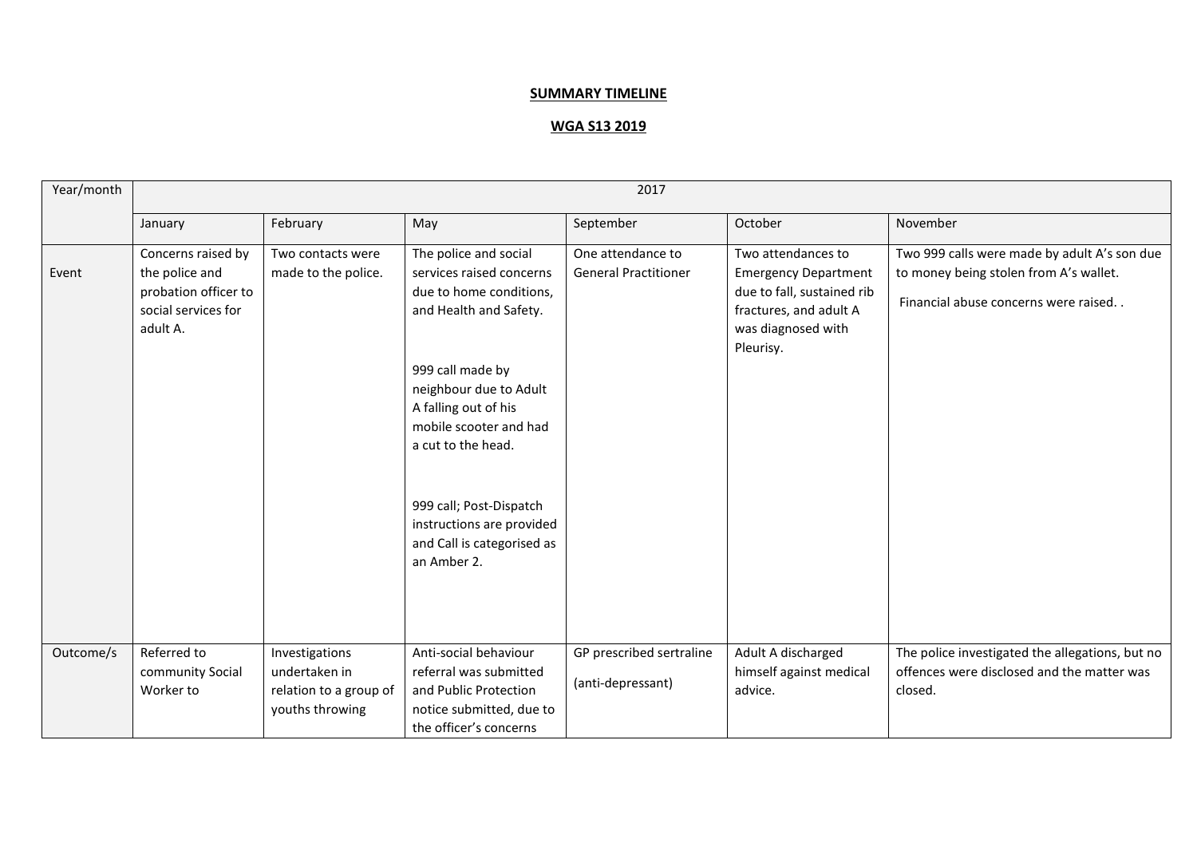**SUMMARY TIMELINE**

**WGA S13 2019**

| Year/month | 2017 | | | | | |
|---|---|---|---|---|---|---|
| | January | February | May | September | October | November |
| Event | Concerns raised by the police and probation officer to social services for adult A. | Two contacts were made to the police. | The police and social services raised concerns due to home conditions, and Health and Safety.<br><br>999 call made by neighbour due to Adult A falling out of his mobile scooter and had a cut to the head.<br><br>999 call; Post-Dispatch instructions are provided and Call is categorised as an Amber 2. | One attendance to General Practitioner | Two attendances to Emergency Department due to fall, sustained rib fractures, and adult A was diagnosed with Pleurisy. | Two 999 calls were made by adult A's son due to money being stolen from A's wallet.<br><br>Financial abuse concerns were raised. . |
| Outcome/s | Referred to community Social Worker to | Investigations undertaken in relation to a group of youths throwing | Anti-social behaviour referral was submitted and Public Protection notice submitted, due to the officer's concerns | GP prescribed sertraline<br><br>(anti-depressant) | Adult A discharged himself against medical advice. | The police investigated the allegations, but no offences were disclosed and the matter was closed. |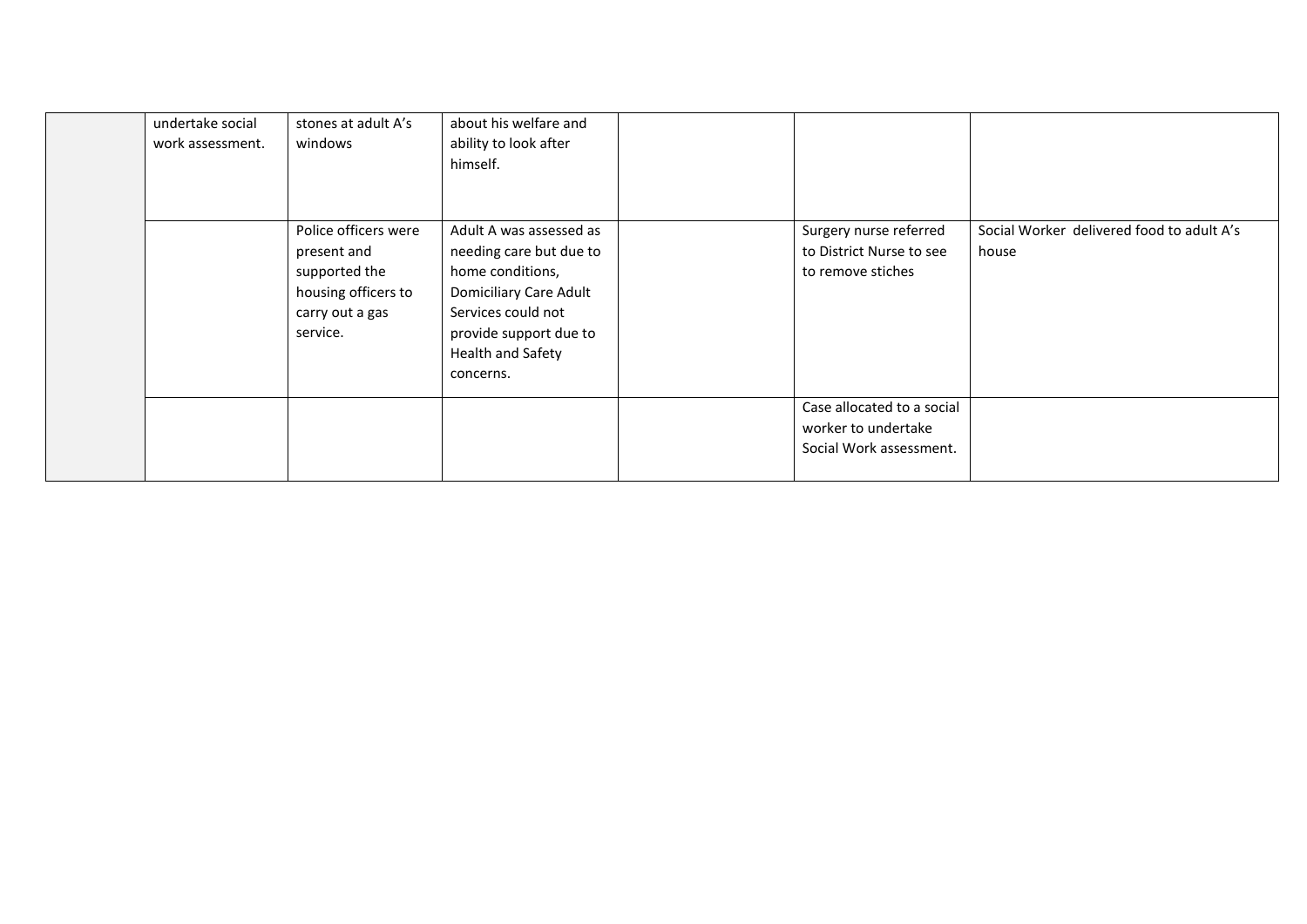| | | | | | | |
|---|---|---|---|---|---|---|
| | undertake social work assessment. | stones at adult A's windows | about his welfare and ability to look after himself. | | | |
| | | Police officers were present and supported the housing officers to carry out a gas service. | Adult A was assessed as needing care but due to home conditions, Domiciliary Care Adult Services could not provide support due to Health and Safety concerns. | | Surgery nurse referred to District Nurse to see to remove stiches | Social Worker delivered food to adult A's house |
| | | | | | Case allocated to a social worker to undertake Social Work assessment. | |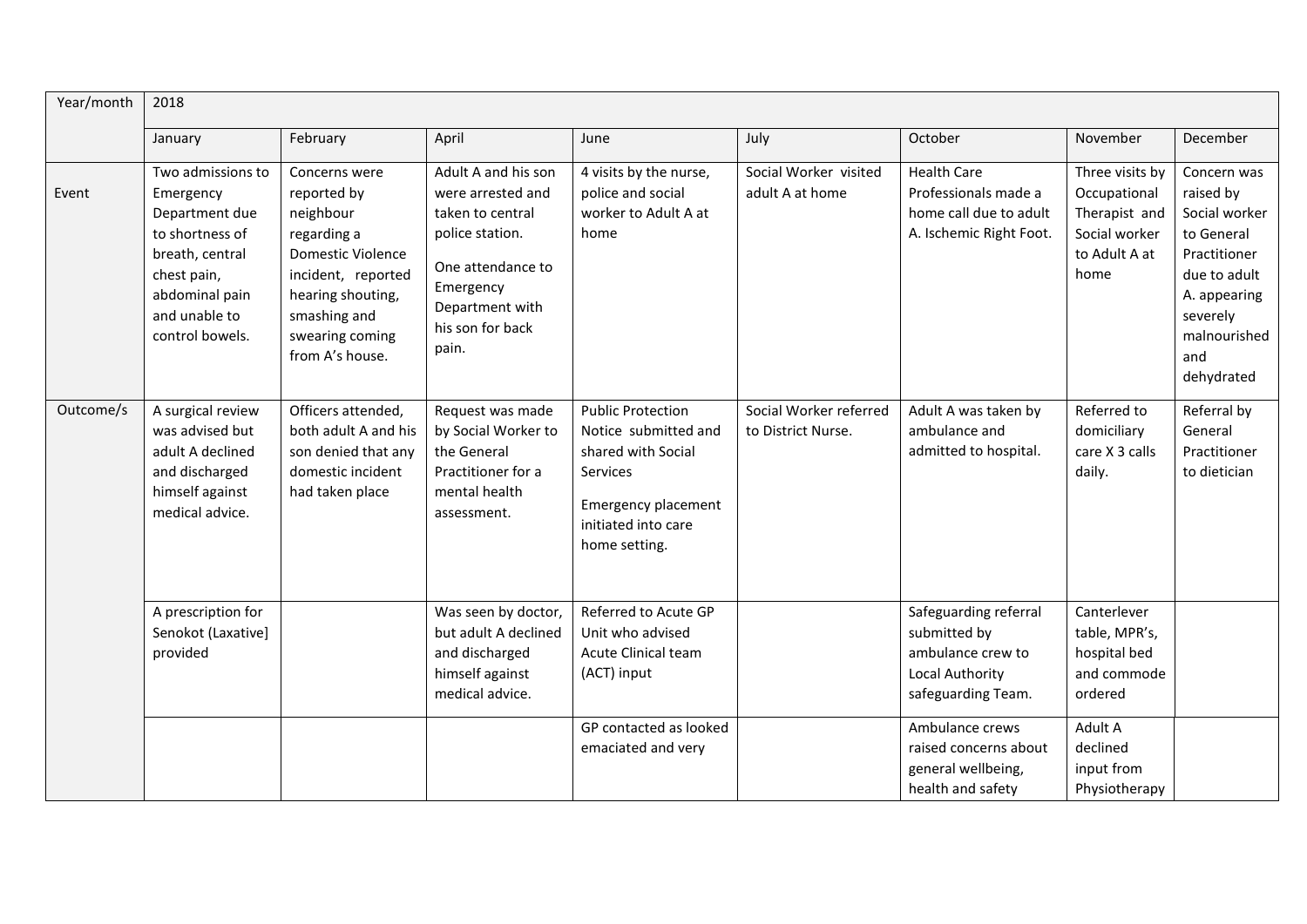| Year/month | 2018 | | | | | | | |
|---|---|---|---|---|---|---|---|---|
| | January | February | April | June | July | October | November | December |
| Event | Two admissions to Emergency Department due to shortness of breath, central chest pain, abdominal pain and unable to control bowels. | Concerns were reported by neighbour regarding a Domestic Violence incident, reported hearing shouting, smashing and swearing coming from A's house. | Adult A and his son were arrested and taken to central police station.<br><br>One attendance to Emergency Department with his son for back pain. | 4 visits by the nurse, police and social worker to Adult A at home | Social Worker visited adult A at home | Health Care Professionals made a home call due to adult A. Ischemic Right Foot. | Three visits by Occupational Therapist and Social worker to Adult A at home | Concern was raised by Social worker to General Practitioner due to adult A. appearing severely malnourished and dehydrated |
| Outcome/s | A surgical review was advised but adult A declined and discharged himself against medical advice. | Officers attended, both adult A and his son denied that any domestic incident had taken place | Request was made by Social Worker to the General Practitioner for a mental health assessment. | Public Protection Notice submitted and shared with Social Services<br><br>Emergency placement initiated into care home setting. | Social Worker referred to District Nurse. | Adult A was taken by ambulance and admitted to hospital. | Referred to domiciliary care X 3 calls daily. | Referral by General Practitioner to dietician |
| | A prescription for Senokot (Laxative] provided | | Was seen by doctor, but adult A declined and discharged himself against medical advice. | Referred to Acute GP Unit who advised Acute Clinical team (ACT) input | | Safeguarding referral submitted by ambulance crew to Local Authority safeguarding Team. | Canterlever table, MPR's, hospital bed and commode ordered | |
| | | | | GP contacted as looked emaciated and very | | Ambulance crews raised concerns about general wellbeing, health and safety | Adult A declined input from Physiotherapy | |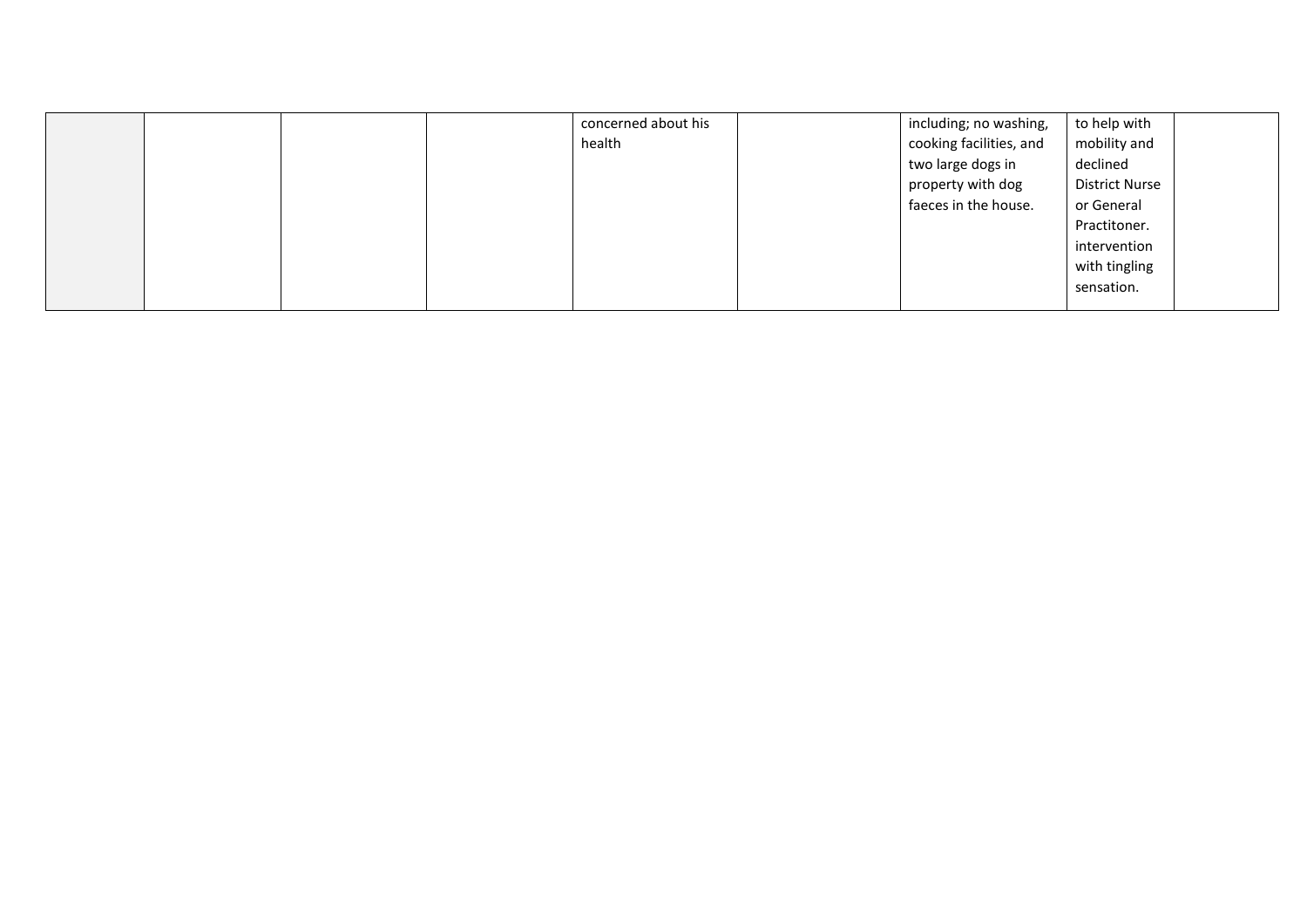| | | | | | | | | |
|---|---|---|---|---|---|---|---|---|
| | | | | concerned about his health | | including; no washing, cooking facilities, and two large dogs in property with dog faeces in the house. | to help with mobility and declined District Nurse or General Practitoner. intervention with tingling sensation. | |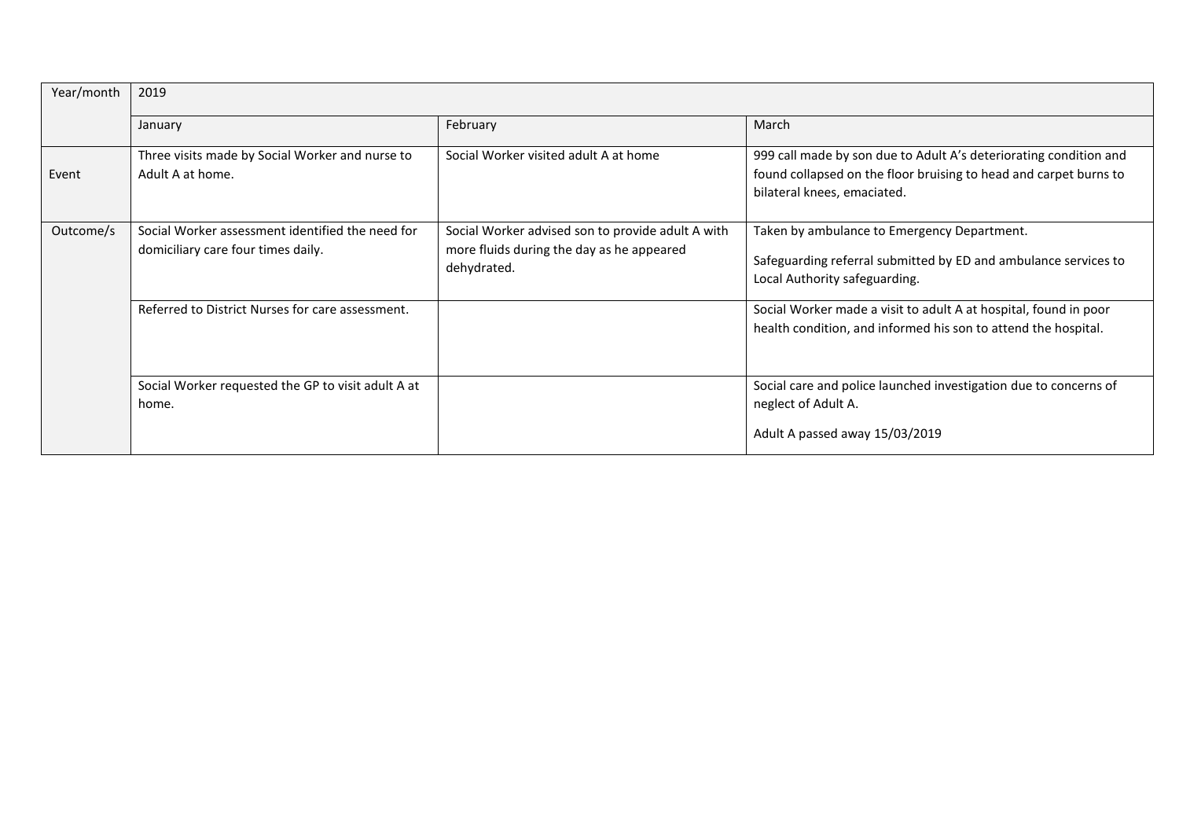| Year/month | 2019 | | |
|---|---|---|---|
| | January | February | March |
| Event | Three visits made by Social Worker and nurse to Adult A at home. | Social Worker visited adult A at home | 999 call made by son due to Adult A's deteriorating condition and found collapsed on the floor bruising to head and carpet burns to bilateral knees, emaciated. |
| Outcome/s | Social Worker assessment identified the need for domiciliary care four times daily. | Social Worker advised son to provide adult A with more fluids during the day as he appeared dehydrated. | Taken by ambulance to Emergency Department.<br><br>Safeguarding referral submitted by ED and ambulance services to Local Authority safeguarding. |
| | Referred to District Nurses for care assessment. | | Social Worker made a visit to adult A at hospital, found in poor health condition, and informed his son to attend the hospital. |
| | Social Worker requested the GP to visit adult A at home. | | Social care and police launched investigation due to concerns of neglect of Adult A.<br><br>Adult A passed away 15/03/2019 |